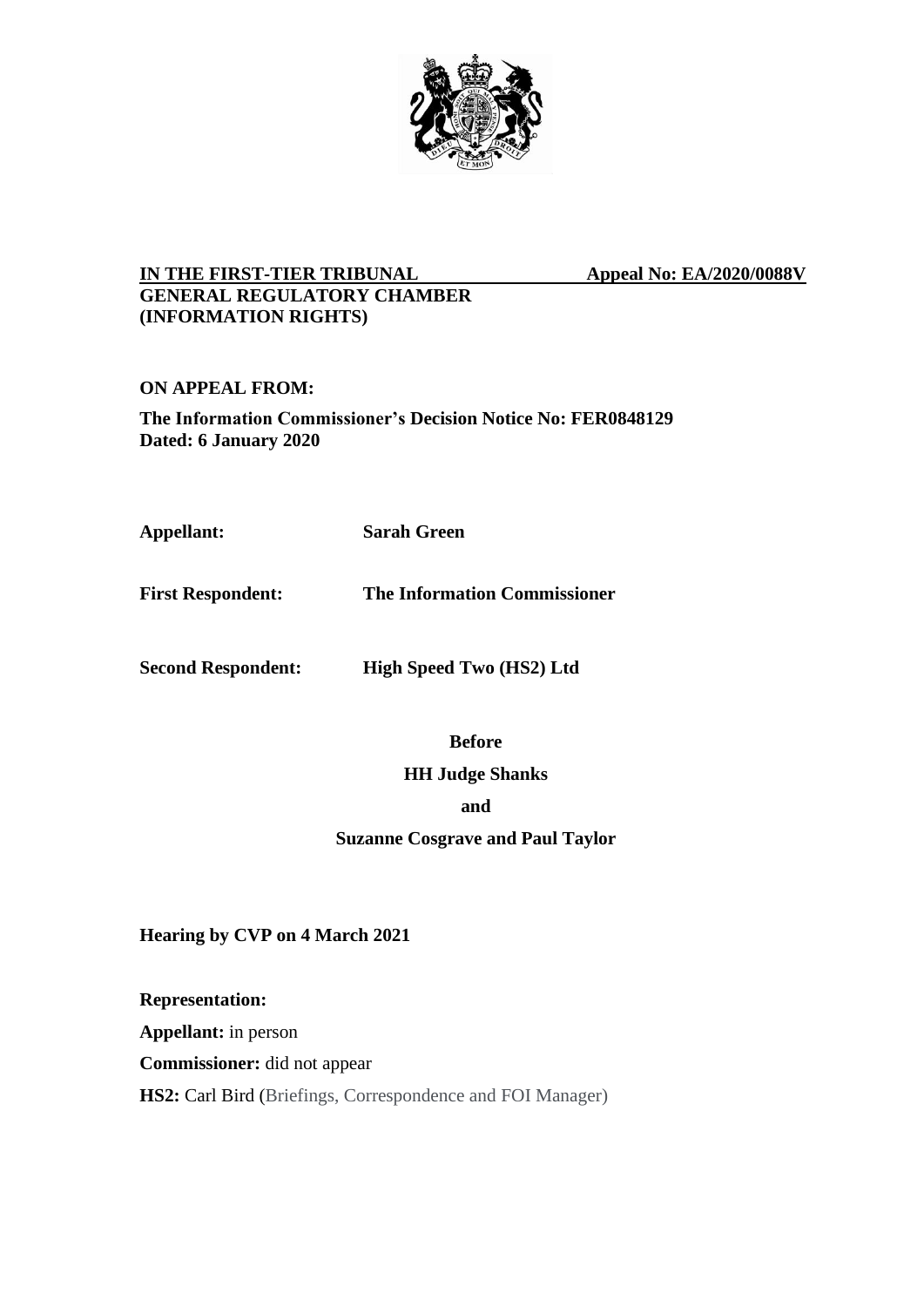**IN THE FIRST-TIER TRIBUNAL** **Appeal No: EA/2020/0088V**
**GENERAL REGULATORY CHAMBER**
**(INFORMATION RIGHTS)**

**ON APPEAL FROM:**

**The Information Commissioner's Decision Notice No: FER0848129**
**Dated: 6 January 2020**

**Appellant:** **Sarah Green**

**First Respondent:** **The Information Commissioner**

**Second Respondent:** **High Speed Two (HS2) Ltd**

**Before**

**HH Judge Shanks**

**and**

**Suzanne Cosgrave and Paul Taylor**

**Hearing by CVP on 4 March 2021**

**Representation:**

**Appellant:** in person

**Commissioner:** did not appear

**HS2:** Carl Bird (Briefings, Correspondence and FOI Manager)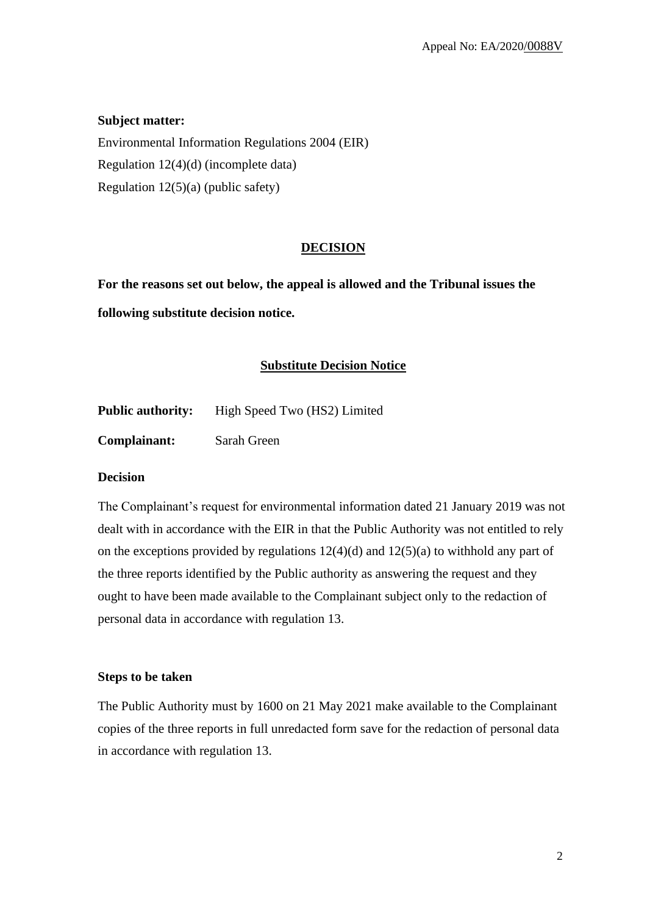**Subject matter:**

Environmental Information Regulations 2004 (EIR)

Regulation 12(4)(d) (incomplete data)

Regulation 12(5)(a) (public safety)

## DECISION

**For the reasons set out below, the appeal is allowed and the Tribunal issues the following substitute decision notice.**

## Substitute Decision Notice

**Public authority:** High Speed Two (HS2) Limited

**Complainant:** Sarah Green

**Decision**

The Complainant's request for environmental information dated 21 January 2019 was not dealt with in accordance with the EIR in that the Public Authority was not entitled to rely on the exceptions provided by regulations 12(4)(d) and 12(5)(a) to withhold any part of the three reports identified by the Public authority as answering the request and they ought to have been made available to the Complainant subject only to the redaction of personal data in accordance with regulation 13.

**Steps to be taken**

The Public Authority must by 1600 on 21 May 2021 make available to the Complainant copies of the three reports in full unredacted form save for the redaction of personal data in accordance with regulation 13.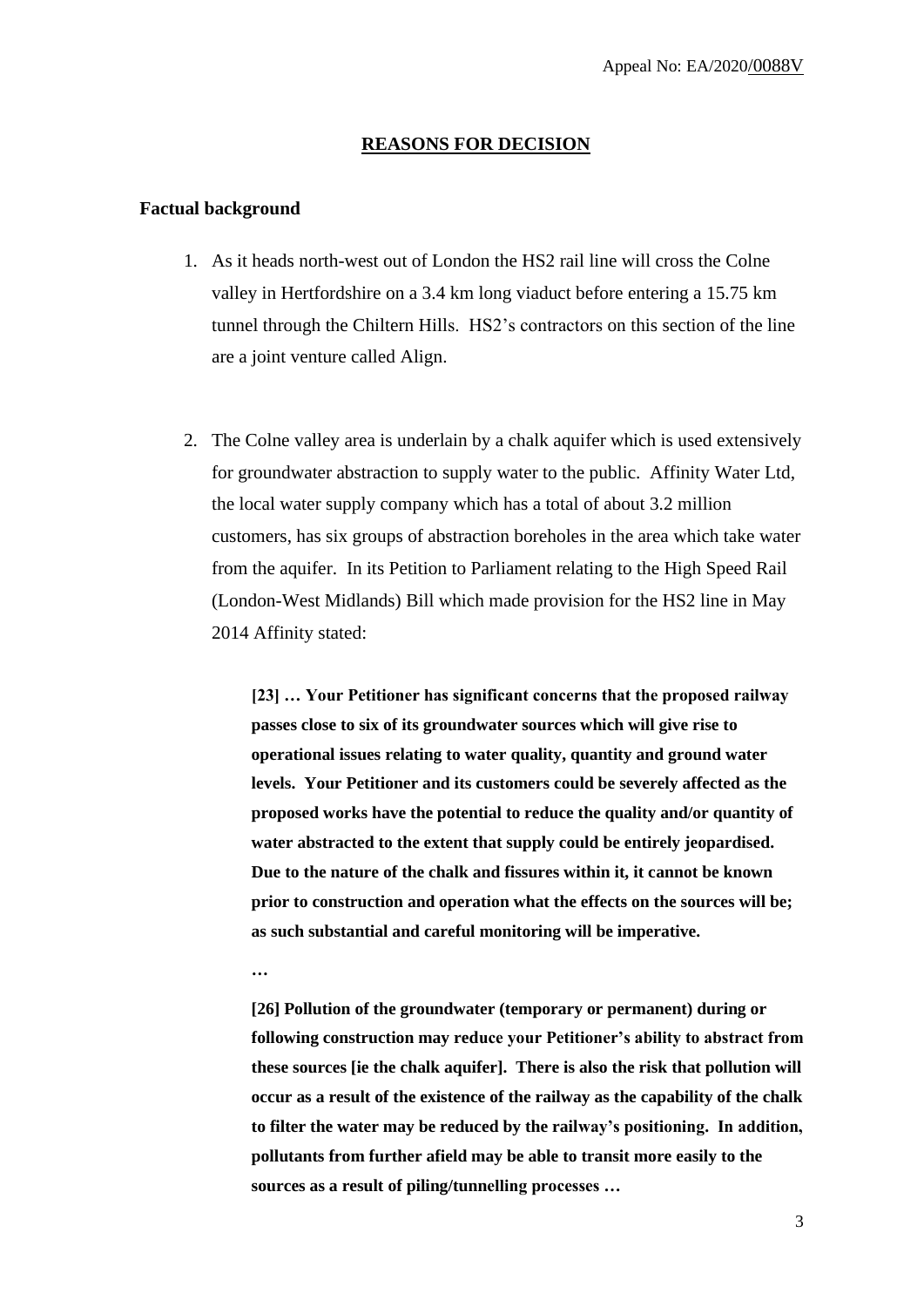## REASONS FOR DECISION

### Factual background

1. As it heads north-west out of London the HS2 rail line will cross the Colne valley in Hertfordshire on a 3.4 km long viaduct before entering a 15.75 km tunnel through the Chiltern Hills. HS2's contractors on this section of the line are a joint venture called Align.

2. The Colne valley area is underlain by a chalk aquifer which is used extensively for groundwater abstraction to supply water to the public. Affinity Water Ltd, the local water supply company which has a total of about 3.2 million customers, has six groups of abstraction boreholes in the area which take water from the aquifer. In its Petition to Parliament relating to the High Speed Rail (London-West Midlands) Bill which made provision for the HS2 line in May 2014 Affinity stated:

   > **[23] … Your Petitioner has significant concerns that the proposed railway passes close to six of its groundwater sources which will give rise to operational issues relating to water quality, quantity and ground water levels. Your Petitioner and its customers could be severely affected as the proposed works have the potential to reduce the quality and/or quantity of water abstracted to the extent that supply could be entirely jeopardised. Due to the nature of the chalk and fissures within it, it cannot be known prior to construction and operation what the effects on the sources will be; as such substantial and careful monitoring will be imperative.**
   >
   > **…**
   >
   > **[26] Pollution of the groundwater (temporary or permanent) during or following construction may reduce your Petitioner's ability to abstract from these sources [ie the chalk aquifer]. There is also the risk that pollution will occur as a result of the existence of the railway as the capability of the chalk to filter the water may be reduced by the railway's positioning. In addition, pollutants from further afield may be able to transit more easily to the sources as a result of piling/tunnelling processes …**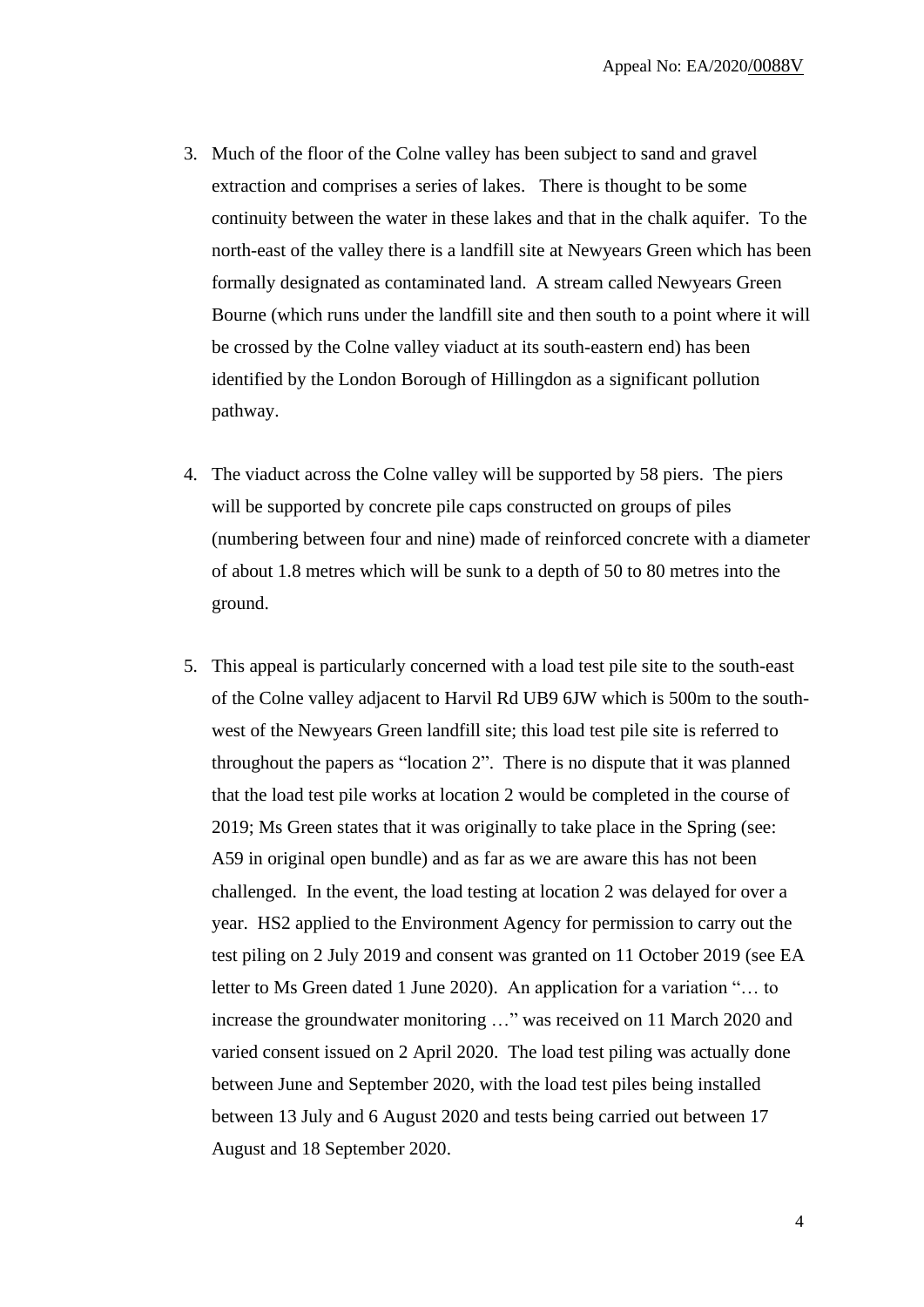3. Much of the floor of the Colne valley has been subject to sand and gravel extraction and comprises a series of lakes. There is thought to be some continuity between the water in these lakes and that in the chalk aquifer. To the north-east of the valley there is a landfill site at Newyears Green which has been formally designated as contaminated land. A stream called Newyears Green Bourne (which runs under the landfill site and then south to a point where it will be crossed by the Colne valley viaduct at its south-eastern end) has been identified by the London Borough of Hillingdon as a significant pollution pathway.

4. The viaduct across the Colne valley will be supported by 58 piers. The piers will be supported by concrete pile caps constructed on groups of piles (numbering between four and nine) made of reinforced concrete with a diameter of about 1.8 metres which will be sunk to a depth of 50 to 80 metres into the ground.

5. This appeal is particularly concerned with a load test pile site to the south-east of the Colne valley adjacent to Harvil Rd UB9 6JW which is 500m to the south-west of the Newyears Green landfill site; this load test pile site is referred to throughout the papers as "location 2". There is no dispute that it was planned that the load test pile works at location 2 would be completed in the course of 2019; Ms Green states that it was originally to take place in the Spring (see: A59 in original open bundle) and as far as we are aware this has not been challenged. In the event, the load testing at location 2 was delayed for over a year. HS2 applied to the Environment Agency for permission to carry out the test piling on 2 July 2019 and consent was granted on 11 October 2019 (see EA letter to Ms Green dated 1 June 2020). An application for a variation "… to increase the groundwater monitoring …" was received on 11 March 2020 and varied consent issued on 2 April 2020. The load test piling was actually done between June and September 2020, with the load test piles being installed between 13 July and 6 August 2020 and tests being carried out between 17 August and 18 September 2020.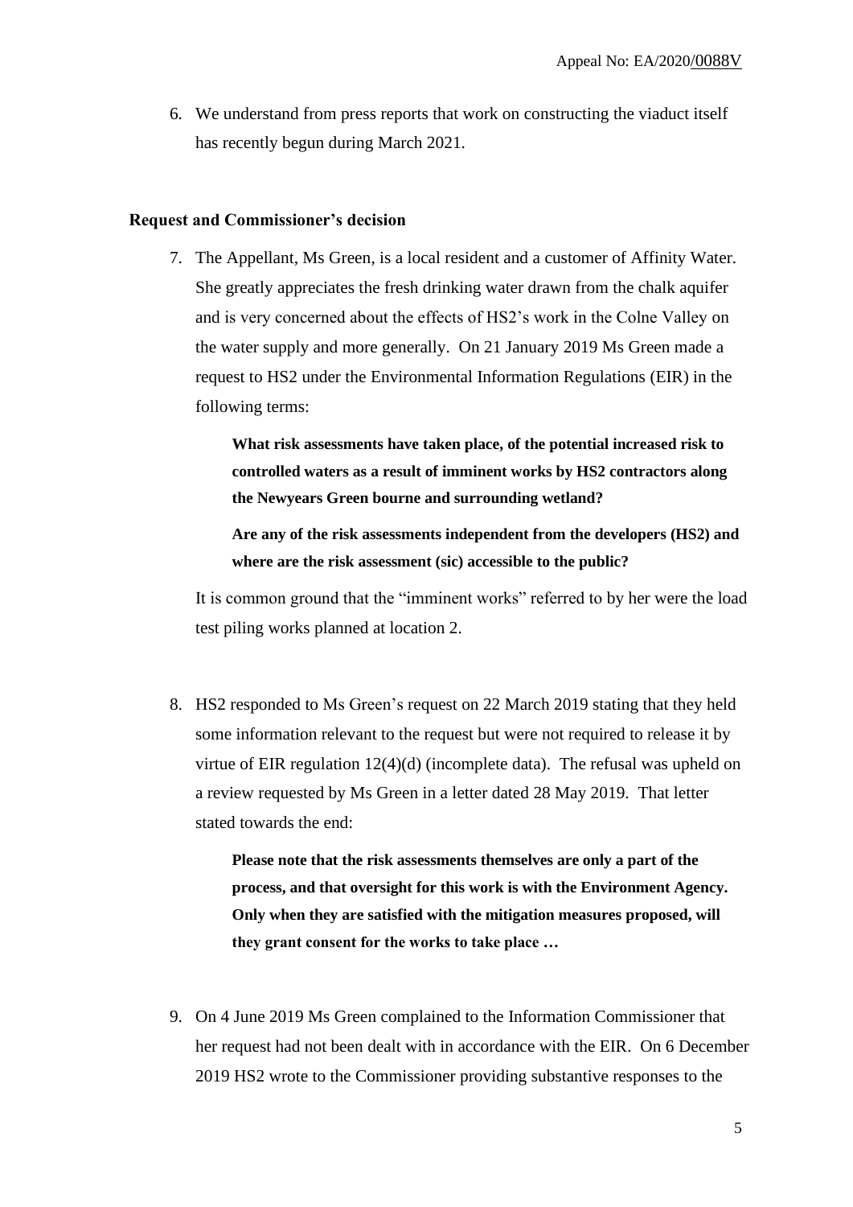6. We understand from press reports that work on constructing the viaduct itself has recently begun during March 2021.

**Request and Commissioner's decision**

7. The Appellant, Ms Green, is a local resident and a customer of Affinity Water. She greatly appreciates the fresh drinking water drawn from the chalk aquifer and is very concerned about the effects of HS2's work in the Colne Valley on the water supply and more generally. On 21 January 2019 Ms Green made a request to HS2 under the Environmental Information Regulations (EIR) in the following terms:

   > **What risk assessments have taken place, of the potential increased risk to controlled waters as a result of imminent works by HS2 contractors along the Newyears Green bourne and surrounding wetland?**
   >
   > **Are any of the risk assessments independent from the developers (HS2) and where are the risk assessment (sic) accessible to the public?**

   It is common ground that the "imminent works" referred to by her were the load test piling works planned at location 2.

8. HS2 responded to Ms Green's request on 22 March 2019 stating that they held some information relevant to the request but were not required to release it by virtue of EIR regulation 12(4)(d) (incomplete data). The refusal was upheld on a review requested by Ms Green in a letter dated 28 May 2019. That letter stated towards the end:

   > **Please note that the risk assessments themselves are only a part of the process, and that oversight for this work is with the Environment Agency. Only when they are satisfied with the mitigation measures proposed, will they grant consent for the works to take place …**

9. On 4 June 2019 Ms Green complained to the Information Commissioner that her request had not been dealt with in accordance with the EIR. On 6 December 2019 HS2 wrote to the Commissioner providing substantive responses to the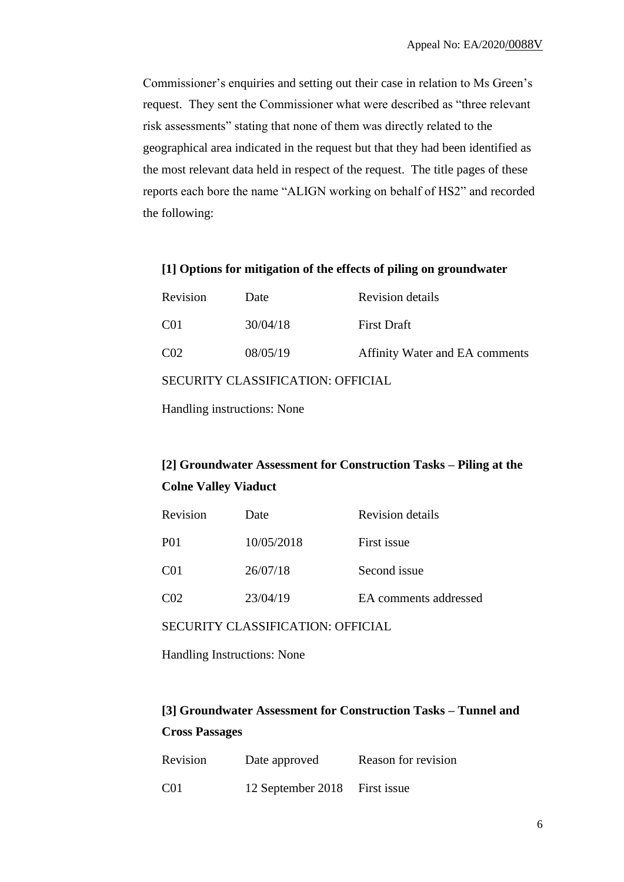Commissioner's enquiries and setting out their case in relation to Ms Green's request. They sent the Commissioner what were described as "three relevant risk assessments" stating that none of them was directly related to the geographical area indicated in the request but that they had been identified as the most relevant data held in respect of the request. The title pages of these reports each bore the name "ALIGN working on behalf of HS2" and recorded the following:

**[1] Options for mitigation of the effects of piling on groundwater**

| Revision | Date | Revision details |
|---|---|---|
| C01 | 30/04/18 | First Draft |
| C02 | 08/05/19 | Affinity Water and EA comments |

SECURITY CLASSIFICATION: OFFICIAL

Handling instructions: None

**[2] Groundwater Assessment for Construction Tasks – Piling at the Colne Valley Viaduct**

| Revision | Date | Revision details |
|---|---|---|
| P01 | 10/05/2018 | First issue |
| C01 | 26/07/18 | Second issue |
| C02 | 23/04/19 | EA comments addressed |

SECURITY CLASSIFICATION: OFFICIAL

Handling Instructions: None

**[3] Groundwater Assessment for Construction Tasks – Tunnel and Cross Passages**

| Revision | Date approved | Reason for revision |
|---|---|---|
| C01 | 12 September 2018 | First issue |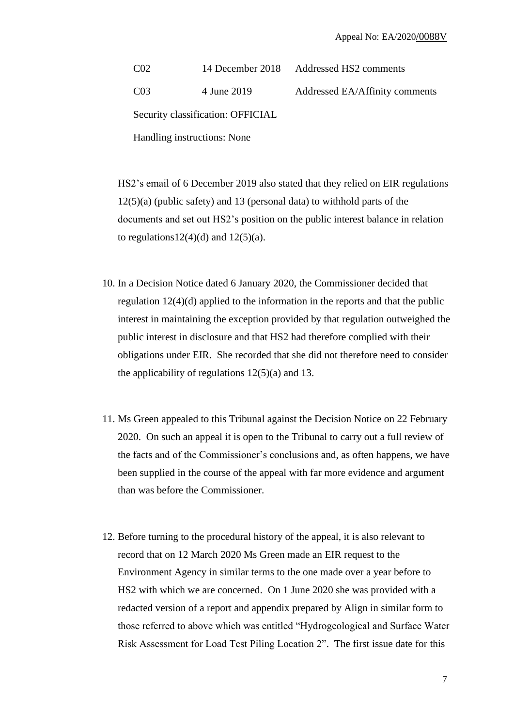| | | |
|---|---|---|
| C02 | 14 December 2018 | Addressed HS2 comments |
| C03 | 4 June 2019 | Addressed EA/Affinity comments |

Security classification: OFFICIAL

Handling instructions: None

HS2's email of 6 December 2019 also stated that they relied on EIR regulations 12(5)(a) (public safety) and 13 (personal data) to withhold parts of the documents and set out HS2's position on the public interest balance in relation to regulations12(4)(d) and 12(5)(a).

10. In a Decision Notice dated 6 January 2020, the Commissioner decided that regulation 12(4)(d) applied to the information in the reports and that the public interest in maintaining the exception provided by that regulation outweighed the public interest in disclosure and that HS2 had therefore complied with their obligations under EIR. She recorded that she did not therefore need to consider the applicability of regulations 12(5)(a) and 13.

11. Ms Green appealed to this Tribunal against the Decision Notice on 22 February 2020. On such an appeal it is open to the Tribunal to carry out a full review of the facts and of the Commissioner's conclusions and, as often happens, we have been supplied in the course of the appeal with far more evidence and argument than was before the Commissioner.

12. Before turning to the procedural history of the appeal, it is also relevant to record that on 12 March 2020 Ms Green made an EIR request to the Environment Agency in similar terms to the one made over a year before to HS2 with which we are concerned. On 1 June 2020 she was provided with a redacted version of a report and appendix prepared by Align in similar form to those referred to above which was entitled "Hydrogeological and Surface Water Risk Assessment for Load Test Piling Location 2". The first issue date for this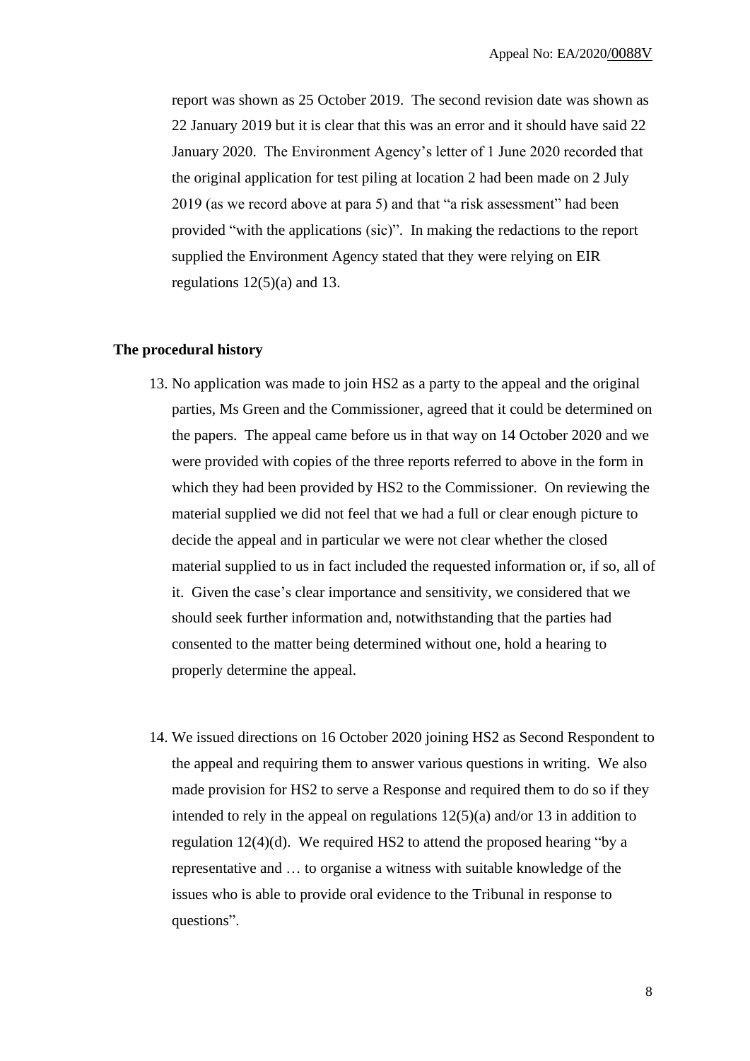report was shown as 25 October 2019. The second revision date was shown as 22 January 2019 but it is clear that this was an error and it should have said 22 January 2020. The Environment Agency's letter of 1 June 2020 recorded that the original application for test piling at location 2 had been made on 2 July 2019 (as we record above at para 5) and that "a risk assessment" had been provided "with the applications (sic)". In making the redactions to the report supplied the Environment Agency stated that they were relying on EIR regulations 12(5)(a) and 13.

**The procedural history**

13. No application was made to join HS2 as a party to the appeal and the original parties, Ms Green and the Commissioner, agreed that it could be determined on the papers. The appeal came before us in that way on 14 October 2020 and we were provided with copies of the three reports referred to above in the form in which they had been provided by HS2 to the Commissioner. On reviewing the material supplied we did not feel that we had a full or clear enough picture to decide the appeal and in particular we were not clear whether the closed material supplied to us in fact included the requested information or, if so, all of it. Given the case's clear importance and sensitivity, we considered that we should seek further information and, notwithstanding that the parties had consented to the matter being determined without one, hold a hearing to properly determine the appeal.

14. We issued directions on 16 October 2020 joining HS2 as Second Respondent to the appeal and requiring them to answer various questions in writing. We also made provision for HS2 to serve a Response and required them to do so if they intended to rely in the appeal on regulations 12(5)(a) and/or 13 in addition to regulation 12(4)(d). We required HS2 to attend the proposed hearing "by a representative and … to organise a witness with suitable knowledge of the issues who is able to provide oral evidence to the Tribunal in response to questions".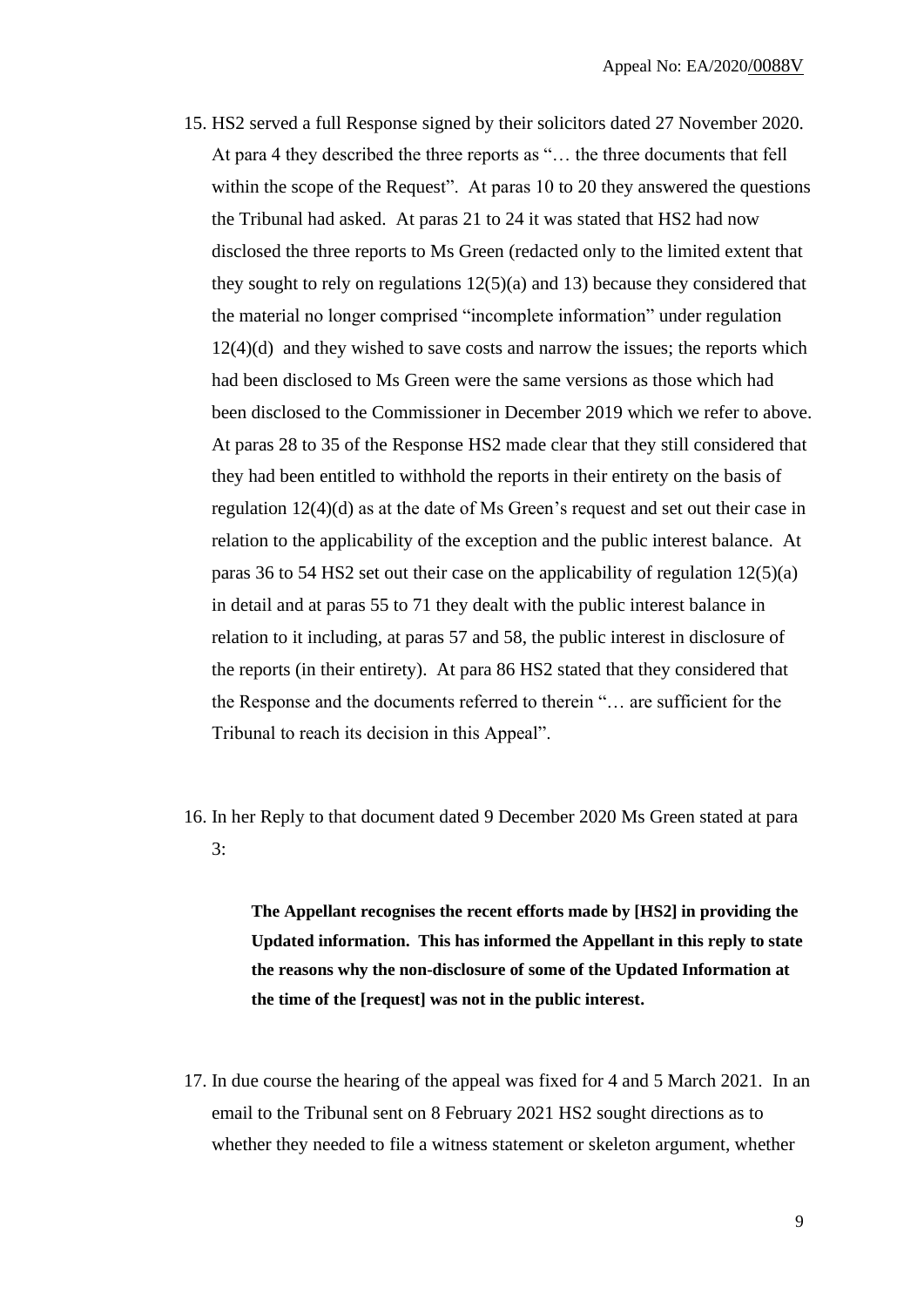15. HS2 served a full Response signed by their solicitors dated 27 November 2020. At para 4 they described the three reports as "… the three documents that fell within the scope of the Request". At paras 10 to 20 they answered the questions the Tribunal had asked. At paras 21 to 24 it was stated that HS2 had now disclosed the three reports to Ms Green (redacted only to the limited extent that they sought to rely on regulations 12(5)(a) and 13) because they considered that the material no longer comprised "incomplete information" under regulation 12(4)(d) and they wished to save costs and narrow the issues; the reports which had been disclosed to Ms Green were the same versions as those which had been disclosed to the Commissioner in December 2019 which we refer to above. At paras 28 to 35 of the Response HS2 made clear that they still considered that they had been entitled to withhold the reports in their entirety on the basis of regulation 12(4)(d) as at the date of Ms Green's request and set out their case in relation to the applicability of the exception and the public interest balance. At paras 36 to 54 HS2 set out their case on the applicability of regulation 12(5)(a) in detail and at paras 55 to 71 they dealt with the public interest balance in relation to it including, at paras 57 and 58, the public interest in disclosure of the reports (in their entirety). At para 86 HS2 stated that they considered that the Response and the documents referred to therein "… are sufficient for the Tribunal to reach its decision in this Appeal".

16. In her Reply to that document dated 9 December 2020 Ms Green stated at para 3:

    **The Appellant recognises the recent efforts made by [HS2] in providing the Updated information. This has informed the Appellant in this reply to state the reasons why the non-disclosure of some of the Updated Information at the time of the [request] was not in the public interest.**

17. In due course the hearing of the appeal was fixed for 4 and 5 March 2021. In an email to the Tribunal sent on 8 February 2021 HS2 sought directions as to whether they needed to file a witness statement or skeleton argument, whether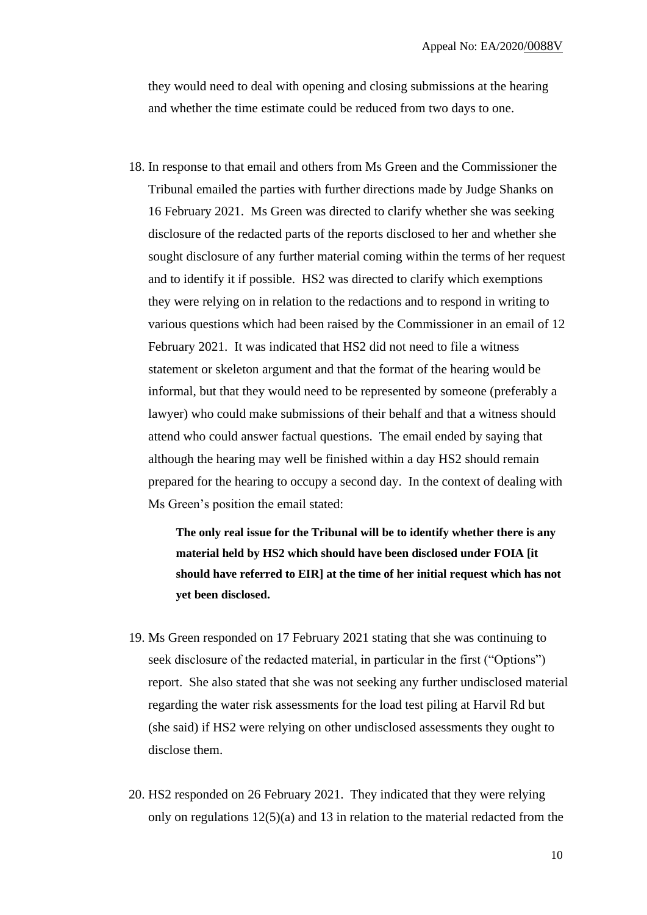they would need to deal with opening and closing submissions at the hearing and whether the time estimate could be reduced from two days to one.

18. In response to that email and others from Ms Green and the Commissioner the Tribunal emailed the parties with further directions made by Judge Shanks on 16 February 2021. Ms Green was directed to clarify whether she was seeking disclosure of the redacted parts of the reports disclosed to her and whether she sought disclosure of any further material coming within the terms of her request and to identify it if possible. HS2 was directed to clarify which exemptions they were relying on in relation to the redactions and to respond in writing to various questions which had been raised by the Commissioner in an email of 12 February 2021. It was indicated that HS2 did not need to file a witness statement or skeleton argument and that the format of the hearing would be informal, but that they would need to be represented by someone (preferably a lawyer) who could make submissions of their behalf and that a witness should attend who could answer factual questions. The email ended by saying that although the hearing may well be finished within a day HS2 should remain prepared for the hearing to occupy a second day. In the context of dealing with Ms Green's position the email stated:

    **The only real issue for the Tribunal will be to identify whether there is any material held by HS2 which should have been disclosed under FOIA [it should have referred to EIR] at the time of her initial request which has not yet been disclosed.**

19. Ms Green responded on 17 February 2021 stating that she was continuing to seek disclosure of the redacted material, in particular in the first ("Options") report. She also stated that she was not seeking any further undisclosed material regarding the water risk assessments for the load test piling at Harvil Rd but (she said) if HS2 were relying on other undisclosed assessments they ought to disclose them.

20. HS2 responded on 26 February 2021. They indicated that they were relying only on regulations 12(5)(a) and 13 in relation to the material redacted from the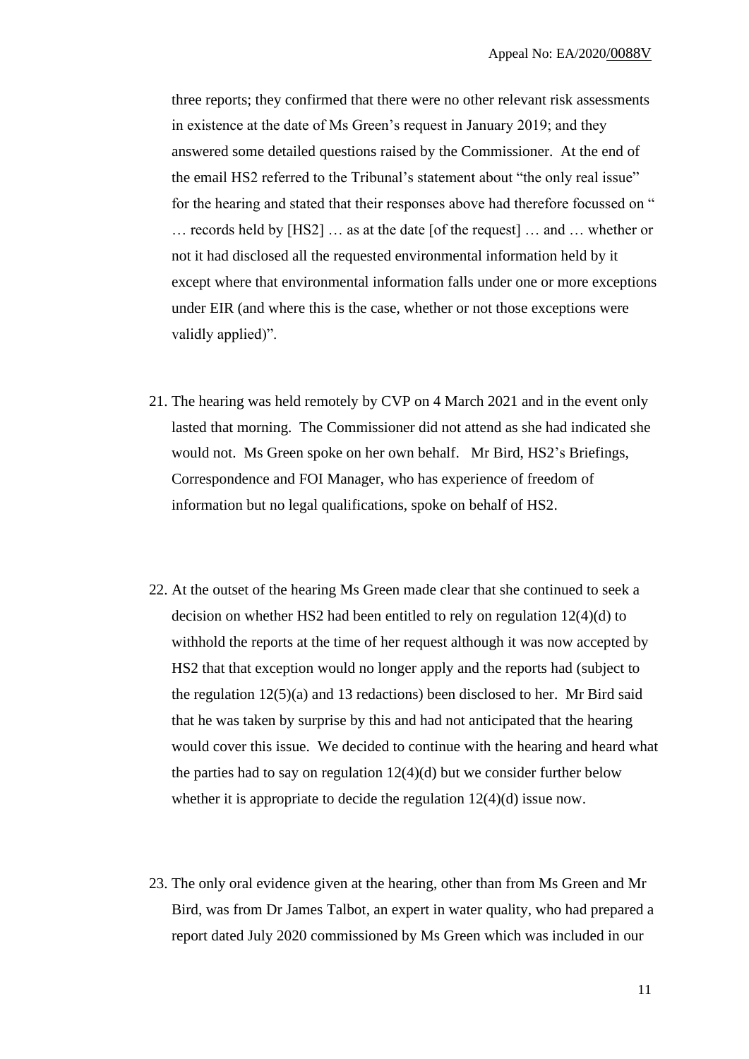three reports; they confirmed that there were no other relevant risk assessments in existence at the date of Ms Green's request in January 2019; and they answered some detailed questions raised by the Commissioner. At the end of the email HS2 referred to the Tribunal's statement about "the only real issue" for the hearing and stated that their responses above had therefore focussed on " … records held by [HS2] … as at the date [of the request] … and … whether or not it had disclosed all the requested environmental information held by it except where that environmental information falls under one or more exceptions under EIR (and where this is the case, whether or not those exceptions were validly applied)".

21. The hearing was held remotely by CVP on 4 March 2021 and in the event only lasted that morning. The Commissioner did not attend as she had indicated she would not. Ms Green spoke on her own behalf. Mr Bird, HS2's Briefings, Correspondence and FOI Manager, who has experience of freedom of information but no legal qualifications, spoke on behalf of HS2.

22. At the outset of the hearing Ms Green made clear that she continued to seek a decision on whether HS2 had been entitled to rely on regulation 12(4)(d) to withhold the reports at the time of her request although it was now accepted by HS2 that that exception would no longer apply and the reports had (subject to the regulation 12(5)(a) and 13 redactions) been disclosed to her. Mr Bird said that he was taken by surprise by this and had not anticipated that the hearing would cover this issue. We decided to continue with the hearing and heard what the parties had to say on regulation 12(4)(d) but we consider further below whether it is appropriate to decide the regulation 12(4)(d) issue now.

23. The only oral evidence given at the hearing, other than from Ms Green and Mr Bird, was from Dr James Talbot, an expert in water quality, who had prepared a report dated July 2020 commissioned by Ms Green which was included in our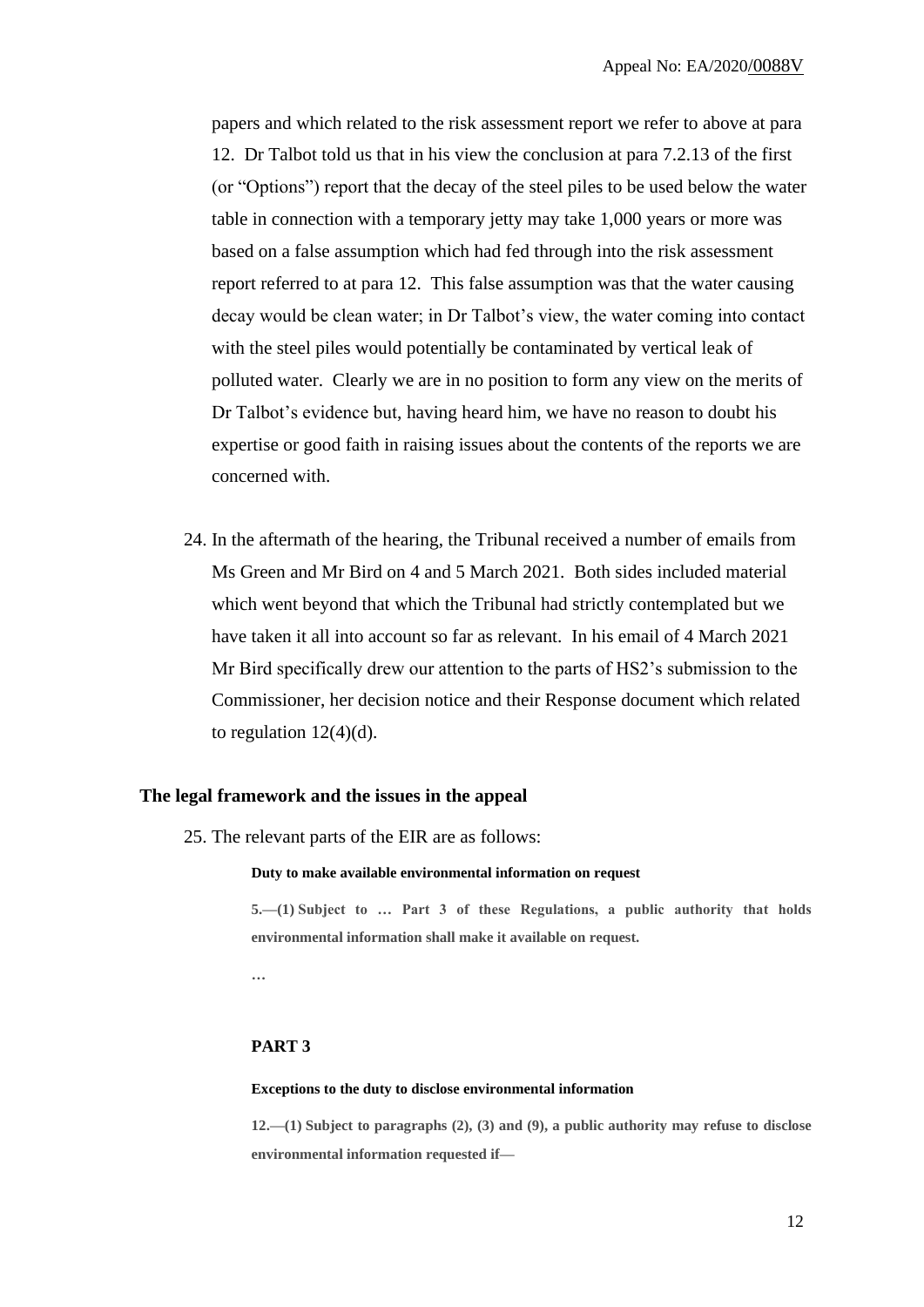papers and which related to the risk assessment report we refer to above at para 12. Dr Talbot told us that in his view the conclusion at para 7.2.13 of the first (or "Options") report that the decay of the steel piles to be used below the water table in connection with a temporary jetty may take 1,000 years or more was based on a false assumption which had fed through into the risk assessment report referred to at para 12. This false assumption was that the water causing decay would be clean water; in Dr Talbot's view, the water coming into contact with the steel piles would potentially be contaminated by vertical leak of polluted water. Clearly we are in no position to form any view on the merits of Dr Talbot's evidence but, having heard him, we have no reason to doubt his expertise or good faith in raising issues about the contents of the reports we are concerned with.

24. In the aftermath of the hearing, the Tribunal received a number of emails from Ms Green and Mr Bird on 4 and 5 March 2021. Both sides included material which went beyond that which the Tribunal had strictly contemplated but we have taken it all into account so far as relevant. In his email of 4 March 2021 Mr Bird specifically drew our attention to the parts of HS2's submission to the Commissioner, her decision notice and their Response document which related to regulation 12(4)(d).

## The legal framework and the issues in the appeal

25. The relevant parts of the EIR are as follows:

> **Duty to make available environmental information on request**
>
> **5.—(1) Subject to … Part 3 of these Regulations, a public authority that holds environmental information shall make it available on request.**
>
> …
>
> **PART 3**
>
> **Exceptions to the duty to disclose environmental information**
>
> **12.—(1) Subject to paragraphs (2), (3) and (9), a public authority may refuse to disclose environmental information requested if—**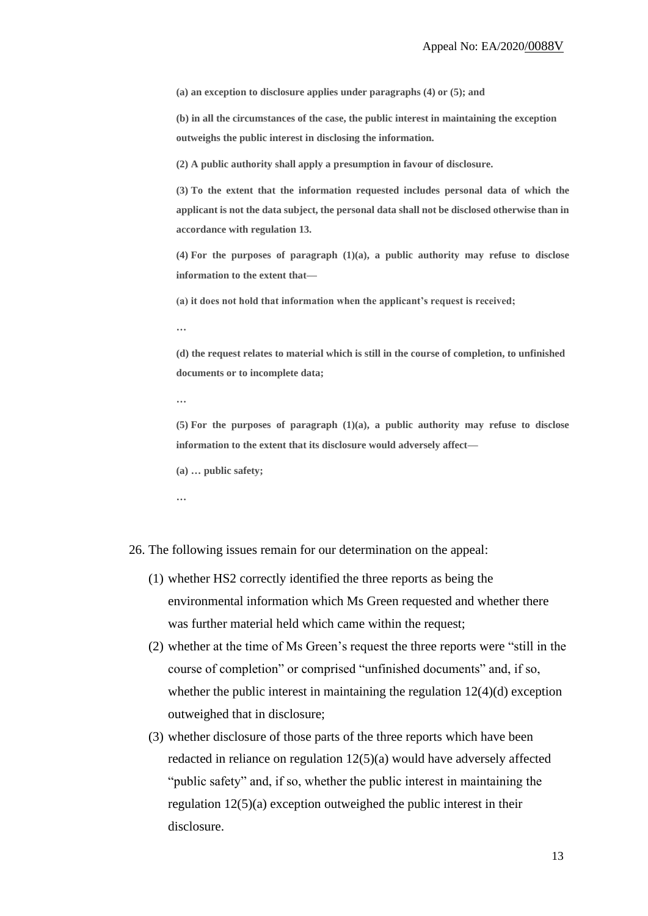**(a) an exception to disclosure applies under paragraphs (4) or (5); and**

**(b) in all the circumstances of the case, the public interest in maintaining the exception outweighs the public interest in disclosing the information.**

**(2) A public authority shall apply a presumption in favour of disclosure.**

**(3) To the extent that the information requested includes personal data of which the applicant is not the data subject, the personal data shall not be disclosed otherwise than in accordance with regulation 13.**

**(4) For the purposes of paragraph (1)(a), a public authority may refuse to disclose information to the extent that—**

**(a) it does not hold that information when the applicant's request is received;**

…

**(d) the request relates to material which is still in the course of completion, to unfinished documents or to incomplete data;**

…

**(5) For the purposes of paragraph (1)(a), a public authority may refuse to disclose information to the extent that its disclosure would adversely affect—**

**(a) … public safety;**

…

26. The following issues remain for our determination on the appeal:

   (1) whether HS2 correctly identified the three reports as being the environmental information which Ms Green requested and whether there was further material held which came within the request;

   (2) whether at the time of Ms Green's request the three reports were "still in the course of completion" or comprised "unfinished documents" and, if so, whether the public interest in maintaining the regulation 12(4)(d) exception outweighed that in disclosure;

   (3) whether disclosure of those parts of the three reports which have been redacted in reliance on regulation 12(5)(a) would have adversely affected "public safety" and, if so, whether the public interest in maintaining the regulation 12(5)(a) exception outweighed the public interest in their disclosure.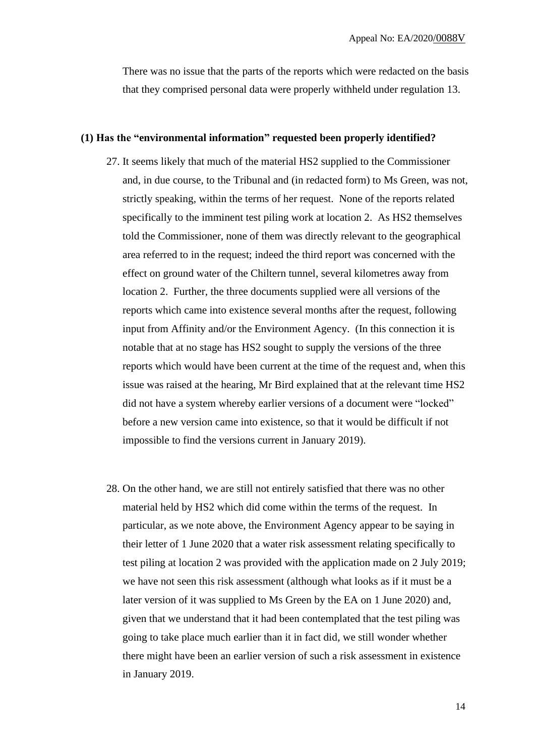There was no issue that the parts of the reports which were redacted on the basis that they comprised personal data were properly withheld under regulation 13.

**(1) Has the "environmental information" requested been properly identified?**

27. It seems likely that much of the material HS2 supplied to the Commissioner and, in due course, to the Tribunal and (in redacted form) to Ms Green, was not, strictly speaking, within the terms of her request. None of the reports related specifically to the imminent test piling work at location 2. As HS2 themselves told the Commissioner, none of them was directly relevant to the geographical area referred to in the request; indeed the third report was concerned with the effect on ground water of the Chiltern tunnel, several kilometres away from location 2. Further, the three documents supplied were all versions of the reports which came into existence several months after the request, following input from Affinity and/or the Environment Agency. (In this connection it is notable that at no stage has HS2 sought to supply the versions of the three reports which would have been current at the time of the request and, when this issue was raised at the hearing, Mr Bird explained that at the relevant time HS2 did not have a system whereby earlier versions of a document were "locked" before a new version came into existence, so that it would be difficult if not impossible to find the versions current in January 2019).

28. On the other hand, we are still not entirely satisfied that there was no other material held by HS2 which did come within the terms of the request. In particular, as we note above, the Environment Agency appear to be saying in their letter of 1 June 2020 that a water risk assessment relating specifically to test piling at location 2 was provided with the application made on 2 July 2019; we have not seen this risk assessment (although what looks as if it must be a later version of it was supplied to Ms Green by the EA on 1 June 2020) and, given that we understand that it had been contemplated that the test piling was going to take place much earlier than it in fact did, we still wonder whether there might have been an earlier version of such a risk assessment in existence in January 2019.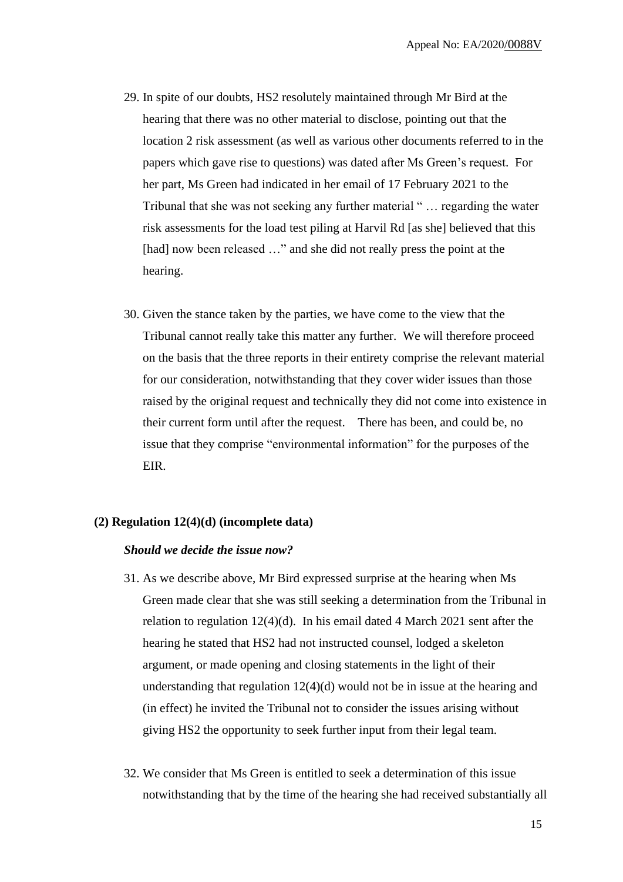29. In spite of our doubts, HS2 resolutely maintained through Mr Bird at the hearing that there was no other material to disclose, pointing out that the location 2 risk assessment (as well as various other documents referred to in the papers which gave rise to questions) was dated after Ms Green's request. For her part, Ms Green had indicated in her email of 17 February 2021 to the Tribunal that she was not seeking any further material " … regarding the water risk assessments for the load test piling at Harvil Rd [as she] believed that this [had] now been released …" and she did not really press the point at the hearing.

30. Given the stance taken by the parties, we have come to the view that the Tribunal cannot really take this matter any further. We will therefore proceed on the basis that the three reports in their entirety comprise the relevant material for our consideration, notwithstanding that they cover wider issues than those raised by the original request and technically they did not come into existence in their current form until after the request. There has been, and could be, no issue that they comprise "environmental information" for the purposes of the EIR.

**(2) Regulation 12(4)(d) (incomplete data)**

***Should we decide the issue now?***

31. As we describe above, Mr Bird expressed surprise at the hearing when Ms Green made clear that she was still seeking a determination from the Tribunal in relation to regulation 12(4)(d). In his email dated 4 March 2021 sent after the hearing he stated that HS2 had not instructed counsel, lodged a skeleton argument, or made opening and closing statements in the light of their understanding that regulation 12(4)(d) would not be in issue at the hearing and (in effect) he invited the Tribunal not to consider the issues arising without giving HS2 the opportunity to seek further input from their legal team.

32. We consider that Ms Green is entitled to seek a determination of this issue notwithstanding that by the time of the hearing she had received substantially all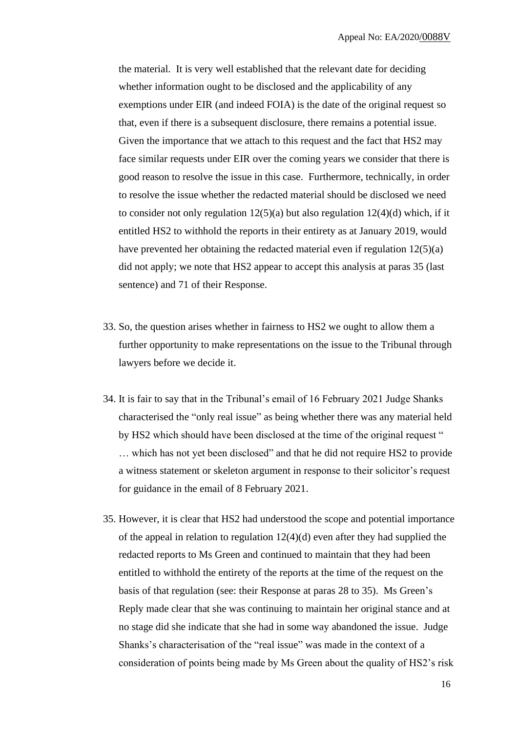the material. It is very well established that the relevant date for deciding whether information ought to be disclosed and the applicability of any exemptions under EIR (and indeed FOIA) is the date of the original request so that, even if there is a subsequent disclosure, there remains a potential issue. Given the importance that we attach to this request and the fact that HS2 may face similar requests under EIR over the coming years we consider that there is good reason to resolve the issue in this case. Furthermore, technically, in order to resolve the issue whether the redacted material should be disclosed we need to consider not only regulation 12(5)(a) but also regulation 12(4)(d) which, if it entitled HS2 to withhold the reports in their entirety as at January 2019, would have prevented her obtaining the redacted material even if regulation 12(5)(a) did not apply; we note that HS2 appear to accept this analysis at paras 35 (last sentence) and 71 of their Response.

33. So, the question arises whether in fairness to HS2 we ought to allow them a further opportunity to make representations on the issue to the Tribunal through lawyers before we decide it.

34. It is fair to say that in the Tribunal's email of 16 February 2021 Judge Shanks characterised the "only real issue" as being whether there was any material held by HS2 which should have been disclosed at the time of the original request " … which has not yet been disclosed" and that he did not require HS2 to provide a witness statement or skeleton argument in response to their solicitor's request for guidance in the email of 8 February 2021.

35. However, it is clear that HS2 had understood the scope and potential importance of the appeal in relation to regulation 12(4)(d) even after they had supplied the redacted reports to Ms Green and continued to maintain that they had been entitled to withhold the entirety of the reports at the time of the request on the basis of that regulation (see: their Response at paras 28 to 35). Ms Green's Reply made clear that she was continuing to maintain her original stance and at no stage did she indicate that she had in some way abandoned the issue. Judge Shanks's characterisation of the "real issue" was made in the context of a consideration of points being made by Ms Green about the quality of HS2's risk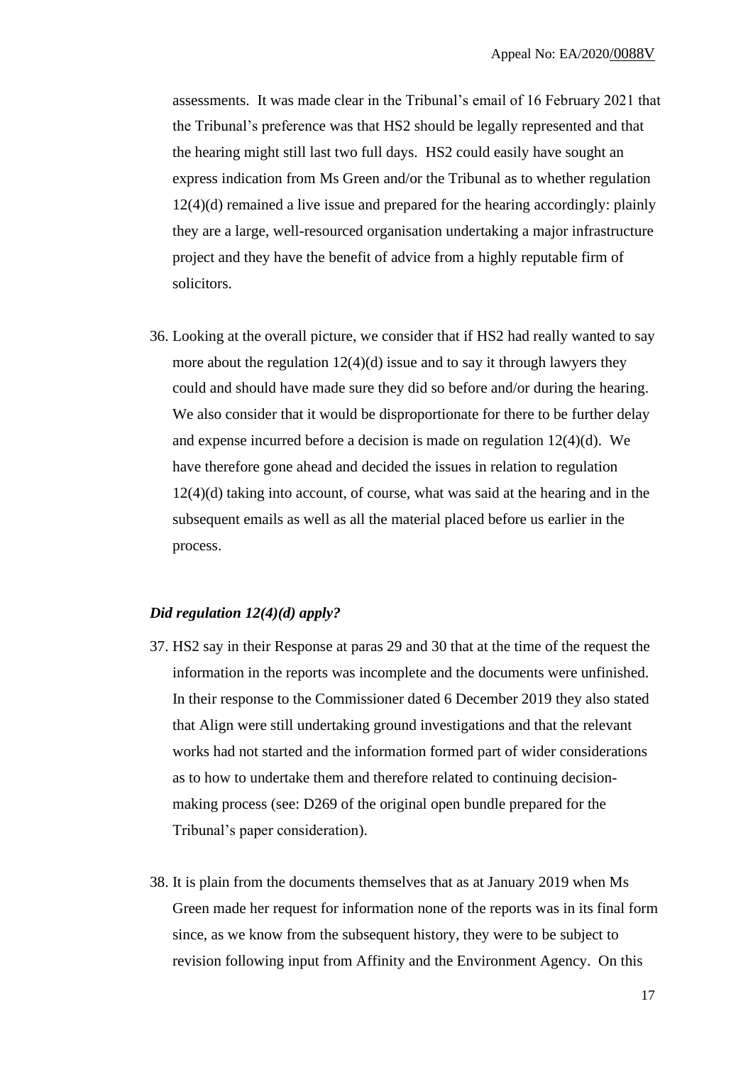assessments. It was made clear in the Tribunal's email of 16 February 2021 that the Tribunal's preference was that HS2 should be legally represented and that the hearing might still last two full days. HS2 could easily have sought an express indication from Ms Green and/or the Tribunal as to whether regulation 12(4)(d) remained a live issue and prepared for the hearing accordingly: plainly they are a large, well-resourced organisation undertaking a major infrastructure project and they have the benefit of advice from a highly reputable firm of solicitors.

36. Looking at the overall picture, we consider that if HS2 had really wanted to say more about the regulation 12(4)(d) issue and to say it through lawyers they could and should have made sure they did so before and/or during the hearing. We also consider that it would be disproportionate for there to be further delay and expense incurred before a decision is made on regulation 12(4)(d). We have therefore gone ahead and decided the issues in relation to regulation 12(4)(d) taking into account, of course, what was said at the hearing and in the subsequent emails as well as all the material placed before us earlier in the process.

***Did regulation 12(4)(d) apply?***

37. HS2 say in their Response at paras 29 and 30 that at the time of the request the information in the reports was incomplete and the documents were unfinished. In their response to the Commissioner dated 6 December 2019 they also stated that Align were still undertaking ground investigations and that the relevant works had not started and the information formed part of wider considerations as to how to undertake them and therefore related to continuing decision-making process (see: D269 of the original open bundle prepared for the Tribunal's paper consideration).

38. It is plain from the documents themselves that as at January 2019 when Ms Green made her request for information none of the reports was in its final form since, as we know from the subsequent history, they were to be subject to revision following input from Affinity and the Environment Agency. On this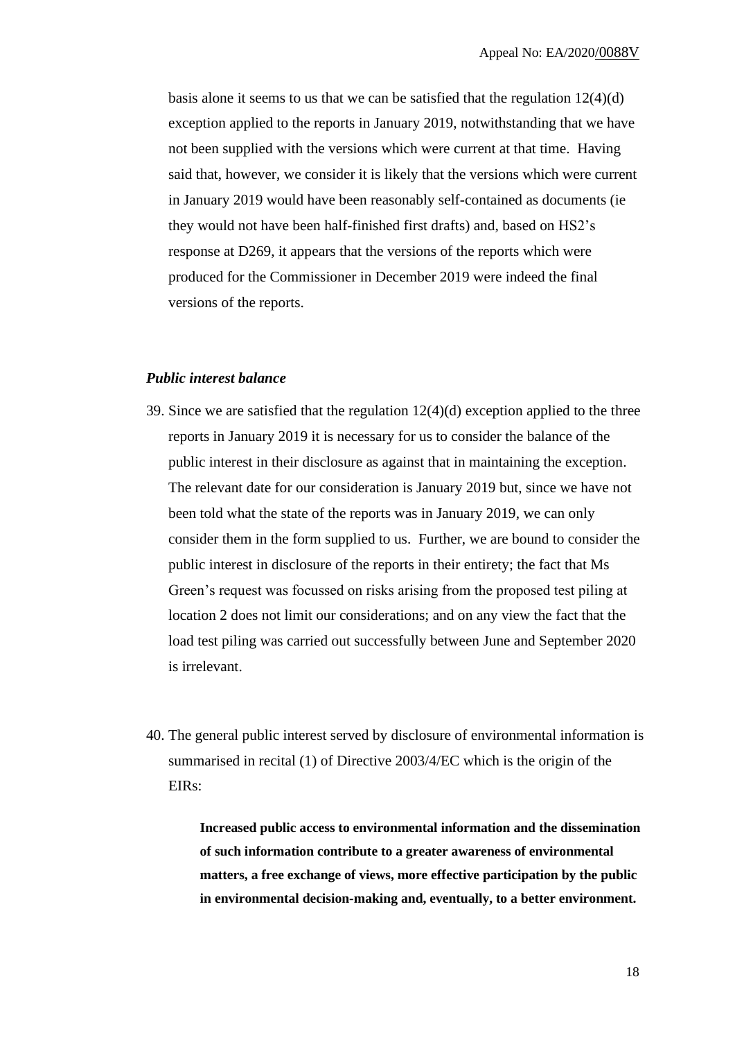basis alone it seems to us that we can be satisfied that the regulation 12(4)(d) exception applied to the reports in January 2019, notwithstanding that we have not been supplied with the versions which were current at that time. Having said that, however, we consider it is likely that the versions which were current in January 2019 would have been reasonably self-contained as documents (ie they would not have been half-finished first drafts) and, based on HS2's response at D269, it appears that the versions of the reports which were produced for the Commissioner in December 2019 were indeed the final versions of the reports.

***Public interest balance***

39. Since we are satisfied that the regulation 12(4)(d) exception applied to the three reports in January 2019 it is necessary for us to consider the balance of the public interest in their disclosure as against that in maintaining the exception. The relevant date for our consideration is January 2019 but, since we have not been told what the state of the reports was in January 2019, we can only consider them in the form supplied to us. Further, we are bound to consider the public interest in disclosure of the reports in their entirety; the fact that Ms Green's request was focussed on risks arising from the proposed test piling at location 2 does not limit our considerations; and on any view the fact that the load test piling was carried out successfully between June and September 2020 is irrelevant.

40. The general public interest served by disclosure of environmental information is summarised in recital (1) of Directive 2003/4/EC which is the origin of the EIRs:

 **Increased public access to environmental information and the dissemination of such information contribute to a greater awareness of environmental matters, a free exchange of views, more effective participation by the public in environmental decision-making and, eventually, to a better environment.**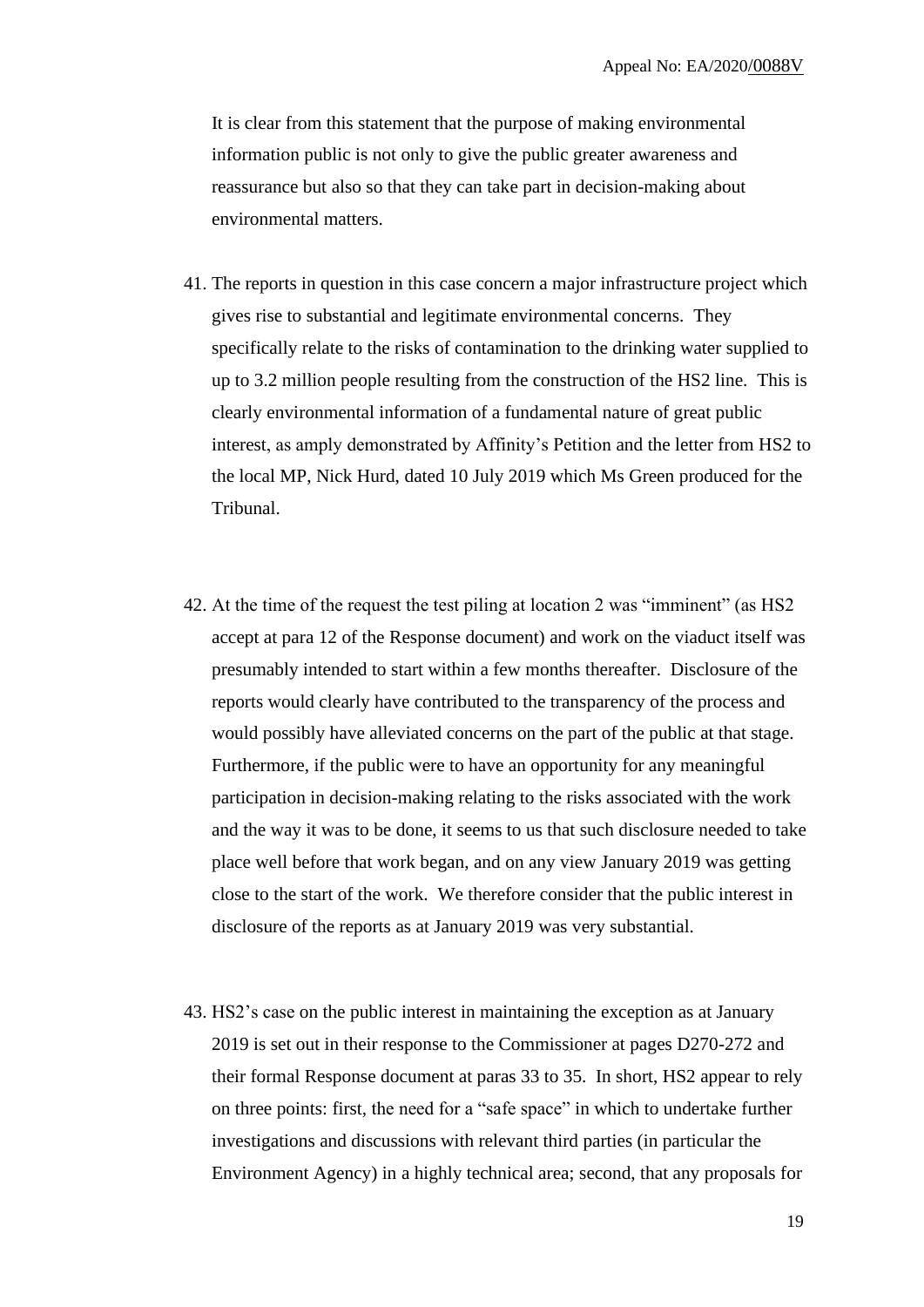It is clear from this statement that the purpose of making environmental information public is not only to give the public greater awareness and reassurance but also so that they can take part in decision-making about environmental matters.

41. The reports in question in this case concern a major infrastructure project which gives rise to substantial and legitimate environmental concerns. They specifically relate to the risks of contamination to the drinking water supplied to up to 3.2 million people resulting from the construction of the HS2 line. This is clearly environmental information of a fundamental nature of great public interest, as amply demonstrated by Affinity's Petition and the letter from HS2 to the local MP, Nick Hurd, dated 10 July 2019 which Ms Green produced for the Tribunal.

42. At the time of the request the test piling at location 2 was "imminent" (as HS2 accept at para 12 of the Response document) and work on the viaduct itself was presumably intended to start within a few months thereafter. Disclosure of the reports would clearly have contributed to the transparency of the process and would possibly have alleviated concerns on the part of the public at that stage. Furthermore, if the public were to have an opportunity for any meaningful participation in decision-making relating to the risks associated with the work and the way it was to be done, it seems to us that such disclosure needed to take place well before that work began, and on any view January 2019 was getting close to the start of the work. We therefore consider that the public interest in disclosure of the reports as at January 2019 was very substantial.

43. HS2's case on the public interest in maintaining the exception as at January 2019 is set out in their response to the Commissioner at pages D270-272 and their formal Response document at paras 33 to 35. In short, HS2 appear to rely on three points: first, the need for a "safe space" in which to undertake further investigations and discussions with relevant third parties (in particular the Environment Agency) in a highly technical area; second, that any proposals for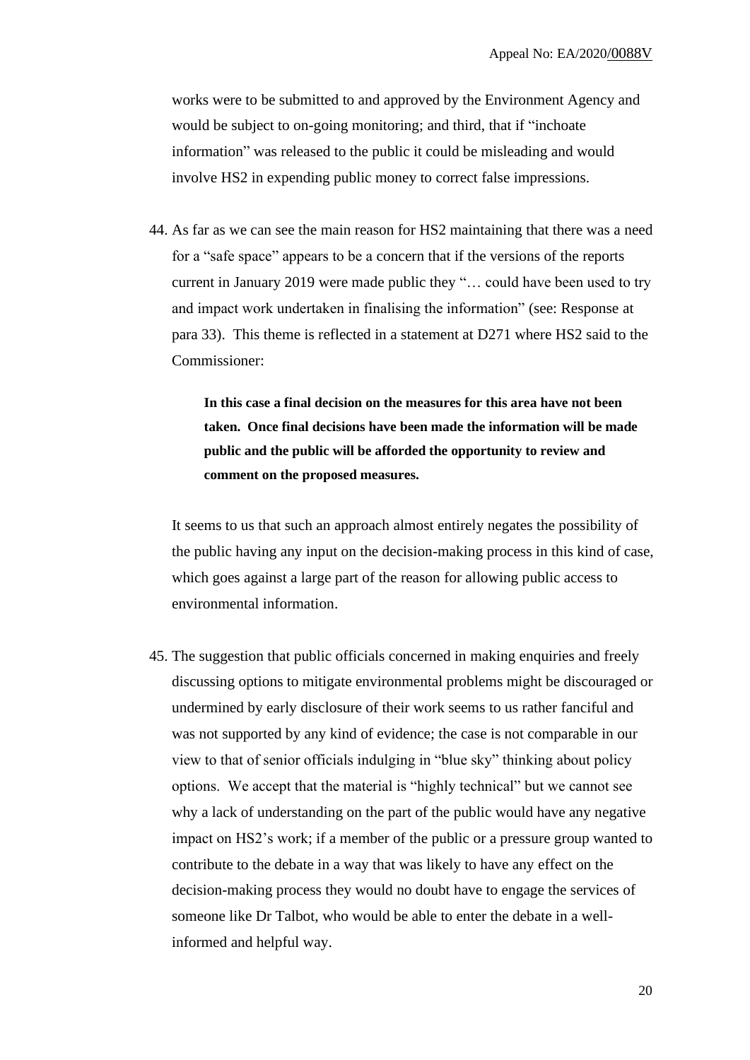works were to be submitted to and approved by the Environment Agency and would be subject to on-going monitoring; and third, that if "inchoate information" was released to the public it could be misleading and would involve HS2 in expending public money to correct false impressions.

44. As far as we can see the main reason for HS2 maintaining that there was a need for a "safe space" appears to be a concern that if the versions of the reports current in January 2019 were made public they "… could have been used to try and impact work undertaken in finalising the information" (see: Response at para 33). This theme is reflected in a statement at D271 where HS2 said to the Commissioner:

    **In this case a final decision on the measures for this area have not been taken. Once final decisions have been made the information will be made public and the public will be afforded the opportunity to review and comment on the proposed measures.**

    It seems to us that such an approach almost entirely negates the possibility of the public having any input on the decision-making process in this kind of case, which goes against a large part of the reason for allowing public access to environmental information.

45. The suggestion that public officials concerned in making enquiries and freely discussing options to mitigate environmental problems might be discouraged or undermined by early disclosure of their work seems to us rather fanciful and was not supported by any kind of evidence; the case is not comparable in our view to that of senior officials indulging in "blue sky" thinking about policy options. We accept that the material is "highly technical" but we cannot see why a lack of understanding on the part of the public would have any negative impact on HS2's work; if a member of the public or a pressure group wanted to contribute to the debate in a way that was likely to have any effect on the decision-making process they would no doubt have to engage the services of someone like Dr Talbot, who would be able to enter the debate in a well-informed and helpful way.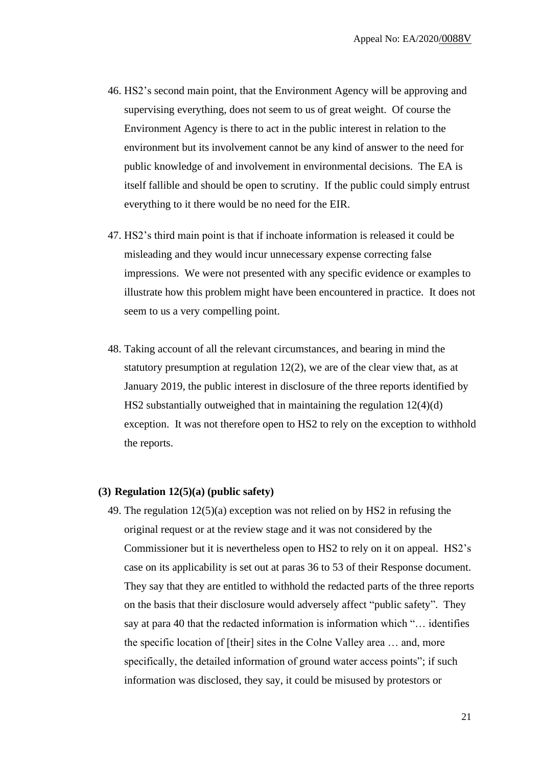46. HS2's second main point, that the Environment Agency will be approving and supervising everything, does not seem to us of great weight. Of course the Environment Agency is there to act in the public interest in relation to the environment but its involvement cannot be any kind of answer to the need for public knowledge of and involvement in environmental decisions. The EA is itself fallible and should be open to scrutiny. If the public could simply entrust everything to it there would be no need for the EIR.

47. HS2's third main point is that if inchoate information is released it could be misleading and they would incur unnecessary expense correcting false impressions. We were not presented with any specific evidence or examples to illustrate how this problem might have been encountered in practice. It does not seem to us a very compelling point.

48. Taking account of all the relevant circumstances, and bearing in mind the statutory presumption at regulation 12(2), we are of the clear view that, as at January 2019, the public interest in disclosure of the three reports identified by HS2 substantially outweighed that in maintaining the regulation 12(4)(d) exception. It was not therefore open to HS2 to rely on the exception to withhold the reports.

**(3) Regulation 12(5)(a) (public safety)**

49. The regulation 12(5)(a) exception was not relied on by HS2 in refusing the original request or at the review stage and it was not considered by the Commissioner but it is nevertheless open to HS2 to rely on it on appeal. HS2's case on its applicability is set out at paras 36 to 53 of their Response document. They say that they are entitled to withhold the redacted parts of the three reports on the basis that their disclosure would adversely affect "public safety". They say at para 40 that the redacted information is information which "… identifies the specific location of [their] sites in the Colne Valley area … and, more specifically, the detailed information of ground water access points"; if such information was disclosed, they say, it could be misused by protestors or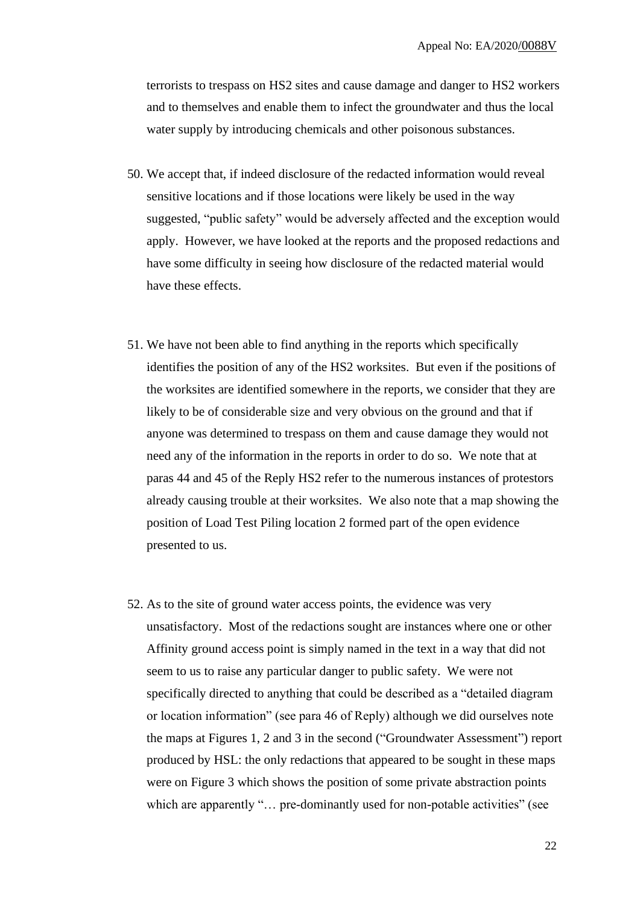terrorists to trespass on HS2 sites and cause damage and danger to HS2 workers and to themselves and enable them to infect the groundwater and thus the local water supply by introducing chemicals and other poisonous substances.

50. We accept that, if indeed disclosure of the redacted information would reveal sensitive locations and if those locations were likely be used in the way suggested, "public safety" would be adversely affected and the exception would apply. However, we have looked at the reports and the proposed redactions and have some difficulty in seeing how disclosure of the redacted material would have these effects.

51. We have not been able to find anything in the reports which specifically identifies the position of any of the HS2 worksites. But even if the positions of the worksites are identified somewhere in the reports, we consider that they are likely to be of considerable size and very obvious on the ground and that if anyone was determined to trespass on them and cause damage they would not need any of the information in the reports in order to do so. We note that at paras 44 and 45 of the Reply HS2 refer to the numerous instances of protestors already causing trouble at their worksites. We also note that a map showing the position of Load Test Piling location 2 formed part of the open evidence presented to us.

52. As to the site of ground water access points, the evidence was very unsatisfactory. Most of the redactions sought are instances where one or other Affinity ground access point is simply named in the text in a way that did not seem to us to raise any particular danger to public safety. We were not specifically directed to anything that could be described as a "detailed diagram or location information" (see para 46 of Reply) although we did ourselves note the maps at Figures 1, 2 and 3 in the second ("Groundwater Assessment") report produced by HSL: the only redactions that appeared to be sought in these maps were on Figure 3 which shows the position of some private abstraction points which are apparently "… pre-dominantly used for non-potable activities" (see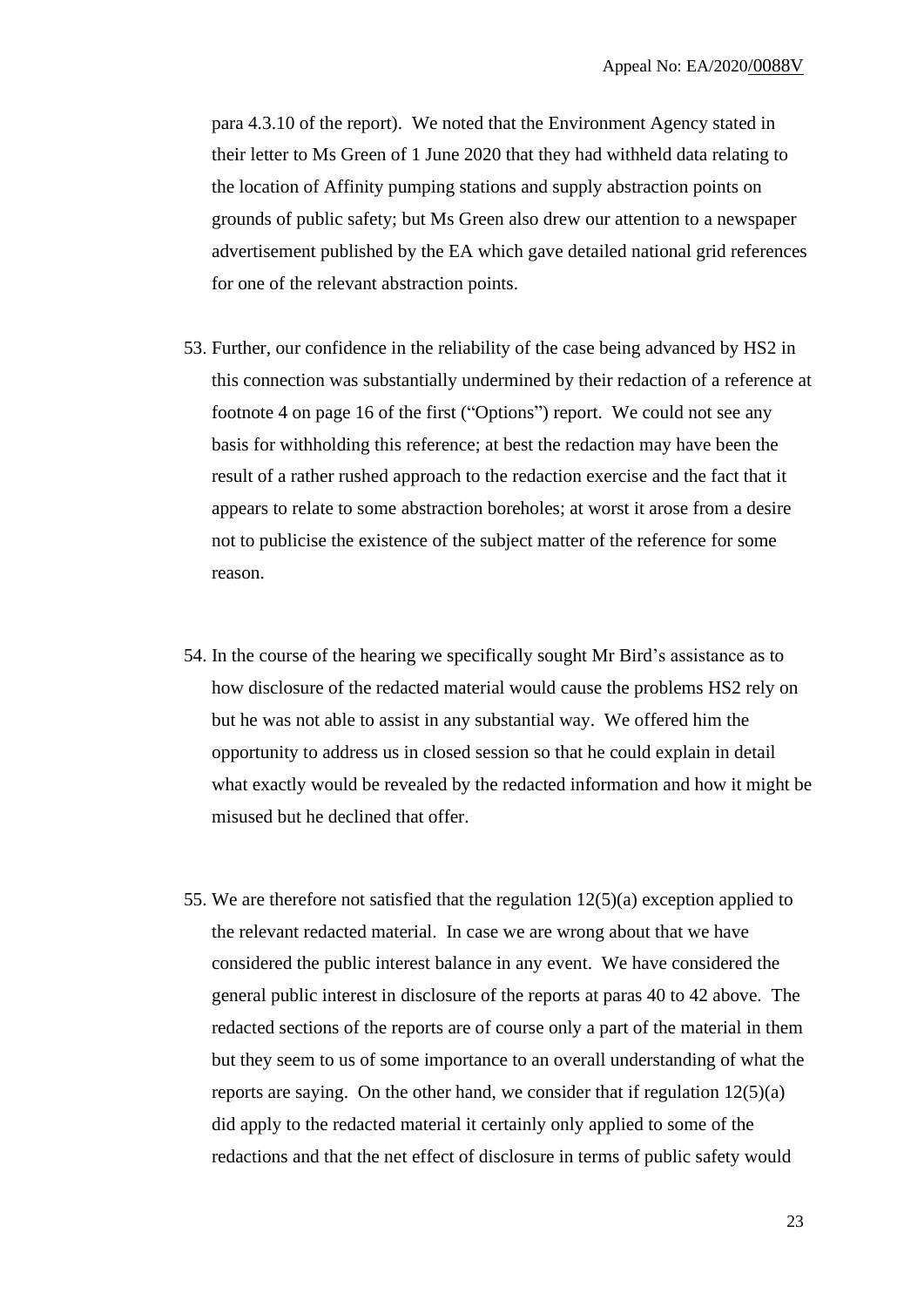para 4.3.10 of the report). We noted that the Environment Agency stated in their letter to Ms Green of 1 June 2020 that they had withheld data relating to the location of Affinity pumping stations and supply abstraction points on grounds of public safety; but Ms Green also drew our attention to a newspaper advertisement published by the EA which gave detailed national grid references for one of the relevant abstraction points.

53. Further, our confidence in the reliability of the case being advanced by HS2 in this connection was substantially undermined by their redaction of a reference at footnote 4 on page 16 of the first ("Options") report. We could not see any basis for withholding this reference; at best the redaction may have been the result of a rather rushed approach to the redaction exercise and the fact that it appears to relate to some abstraction boreholes; at worst it arose from a desire not to publicise the existence of the subject matter of the reference for some reason.

54. In the course of the hearing we specifically sought Mr Bird's assistance as to how disclosure of the redacted material would cause the problems HS2 rely on but he was not able to assist in any substantial way. We offered him the opportunity to address us in closed session so that he could explain in detail what exactly would be revealed by the redacted information and how it might be misused but he declined that offer.

55. We are therefore not satisfied that the regulation 12(5)(a) exception applied to the relevant redacted material. In case we are wrong about that we have considered the public interest balance in any event. We have considered the general public interest in disclosure of the reports at paras 40 to 42 above. The redacted sections of the reports are of course only a part of the material in them but they seem to us of some importance to an overall understanding of what the reports are saying. On the other hand, we consider that if regulation 12(5)(a) did apply to the redacted material it certainly only applied to some of the redactions and that the net effect of disclosure in terms of public safety would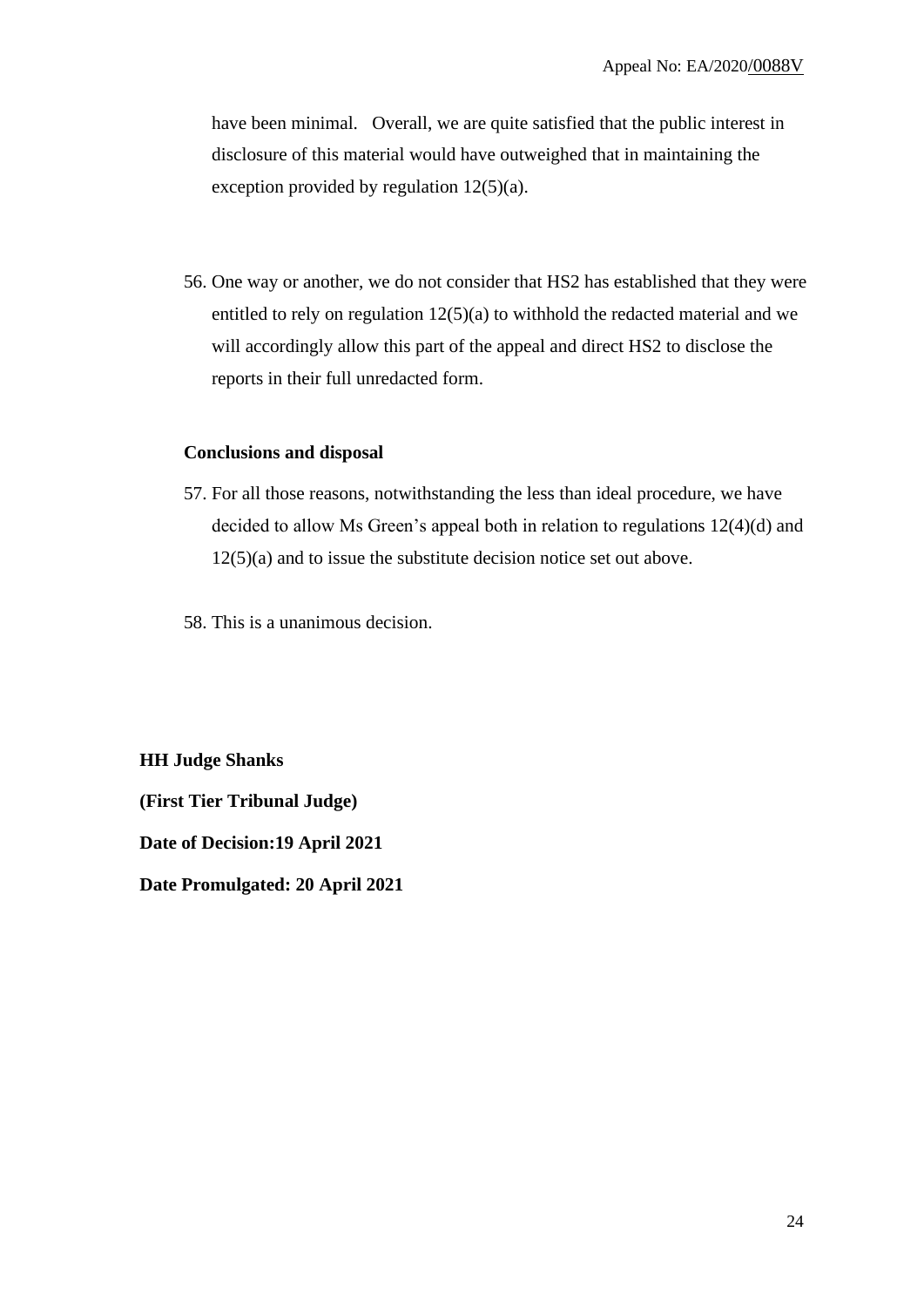have been minimal. Overall, we are quite satisfied that the public interest in disclosure of this material would have outweighed that in maintaining the exception provided by regulation 12(5)(a).

56. One way or another, we do not consider that HS2 has established that they were entitled to rely on regulation 12(5)(a) to withhold the redacted material and we will accordingly allow this part of the appeal and direct HS2 to disclose the reports in their full unredacted form.

**Conclusions and disposal**

57. For all those reasons, notwithstanding the less than ideal procedure, we have decided to allow Ms Green's appeal both in relation to regulations 12(4)(d) and 12(5)(a) and to issue the substitute decision notice set out above.

58. This is a unanimous decision.

**HH Judge Shanks**

**(First Tier Tribunal Judge)**

**Date of Decision:19 April 2021**

**Date Promulgated: 20 April 2021**